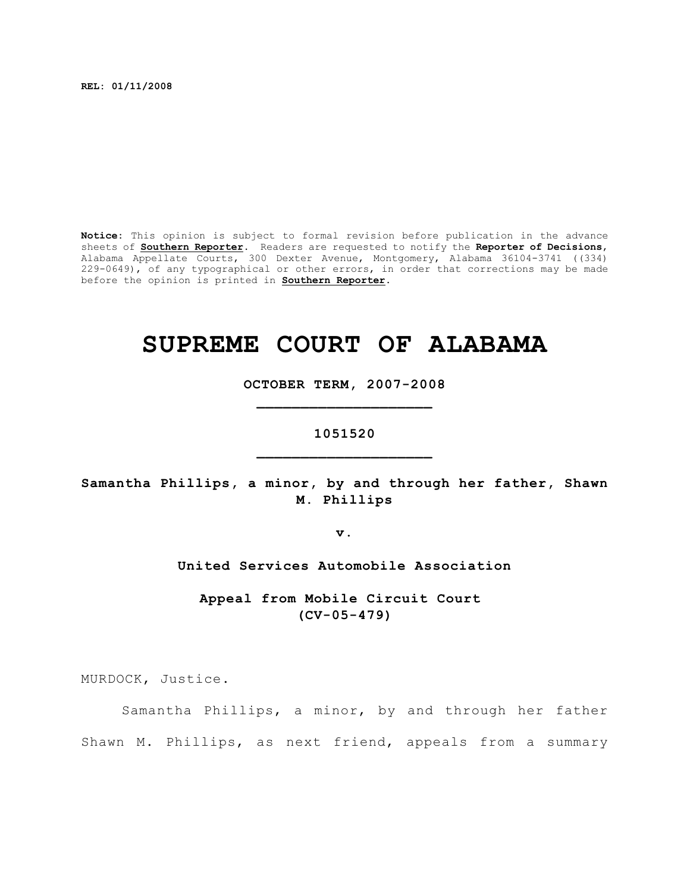**REL: 01/11/2008**

**Notice:** This opinion is subject to formal revision before publication in the advance sheets of **Southern Reporter**. Readers are requested to notify the **Reporter of Decisions**, Alabama Appellate Courts, 300 Dexter Avenue, Montgomery, Alabama 36104-3741 ((334) 229-0649), of any typographical or other errors, in order that corrections may be made before the opinion is printed in **Southern Reporter**.

# SUPREME COURT OF ALABAMA

**OCTOBER TERM, 2007-2008**

**1051520**

**Samantha Phillips, a minor, by and through her father, Shawn M. Phillips**

**v.**

**United Services Automobile Association**

**Appeal from Mobile Circuit Court (CV-05-479)**

MURDOCK, Justice.

Samantha Phillips, a minor, by and through her father Shawn M. Phillips, as next friend, appeals from a summary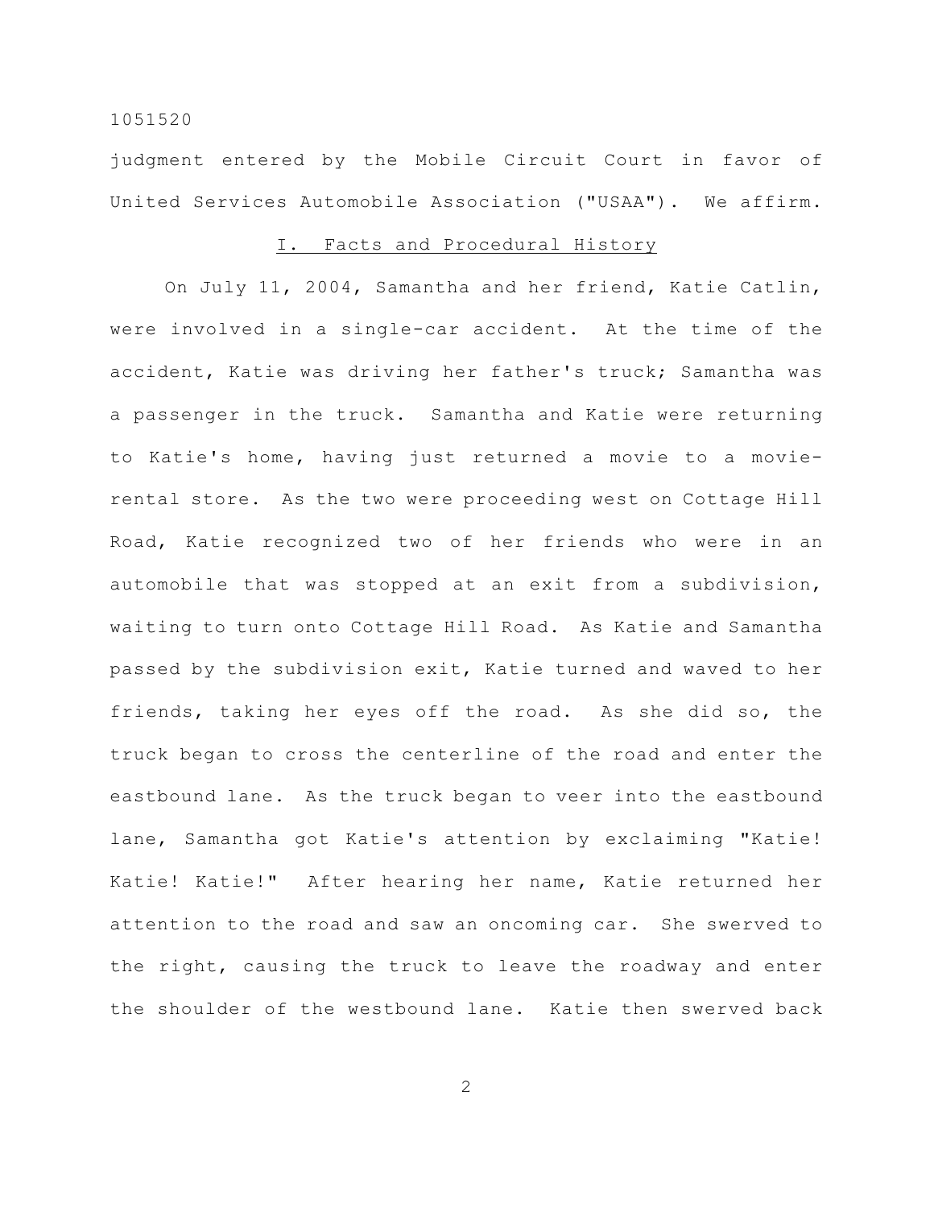judgment entered by the Mobile Circuit Court in favor of United Services Automobile Association ("USAA"). We affirm.

## I. Facts and Procedural History

On July 11, 2004, Samantha and her friend, Katie Catlin, were involved in a single-car accident. At the time of the accident, Katie was driving her father's truck; Samantha was a passenger in the truck. Samantha and Katie were returning to Katie's home, having just returned a movie to a movie-rental store. As the two were proceeding west on Cottage Hill Road, Katie recognized two of her friends who were in an automobile that was stopped at an exit from a subdivision, waiting to turn onto Cottage Hill Road. As Katie and Samantha passed by the subdivision exit, Katie turned and waved to her friends, taking her eyes off the road. As she did so, the truck began to cross the centerline of the road and enter the eastbound lane. As the truck began to veer into the eastbound lane, Samantha got Katie's attention by exclaiming "Katie! Katie! Katie!" After hearing her name, Katie returned her attention to the road and saw an oncoming car. She swerved to the right, causing the truck to leave the roadway and enter the shoulder of the westbound lane. Katie then swerved back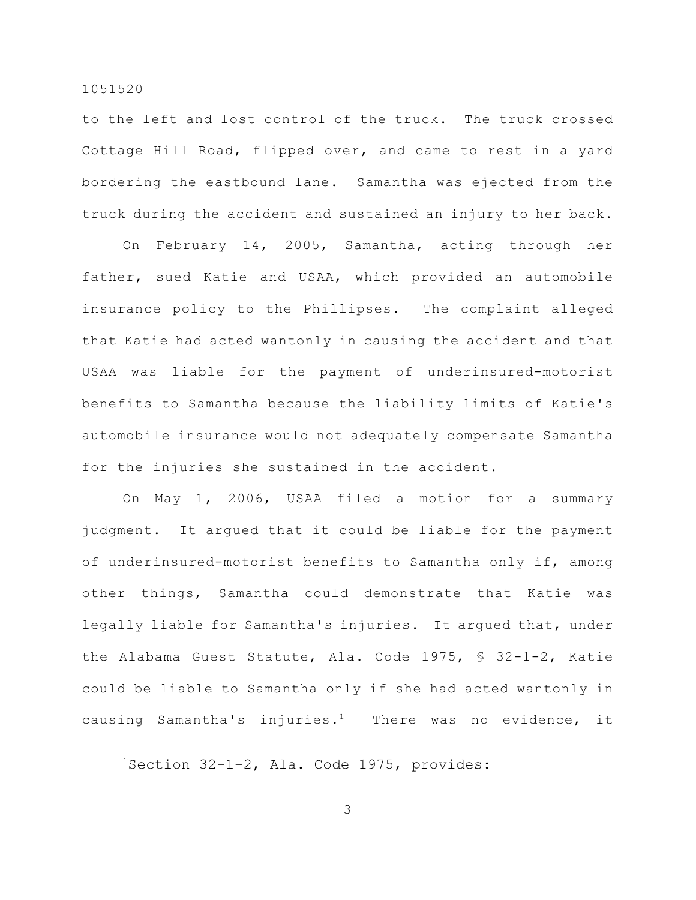to the left and lost control of the truck. The truck crossed Cottage Hill Road, flipped over, and came to rest in a yard bordering the eastbound lane. Samantha was ejected from the truck during the accident and sustained an injury to her back.

On February 14, 2005, Samantha, acting through her father, sued Katie and USAA, which provided an automobile insurance policy to the Phillipses. The complaint alleged that Katie had acted wantonly in causing the accident and that USAA was liable for the payment of underinsured-motorist benefits to Samantha because the liability limits of Katie's automobile insurance would not adequately compensate Samantha for the injuries she sustained in the accident.

On May 1, 2006, USAA filed a motion for a summary judgment. It argued that it could be liable for the payment of underinsured-motorist benefits to Samantha only if, among other things, Samantha could demonstrate that Katie was legally liable for Samantha's injuries. It argued that, under the Alabama Guest Statute, Ala. Code 1975, § 32-1-2, Katie could be liable to Samantha only if she had acted wantonly in causing Samantha's injuries.[1] There was no evidence, it

---

[1]Section 32-1-2, Ala. Code 1975, provides: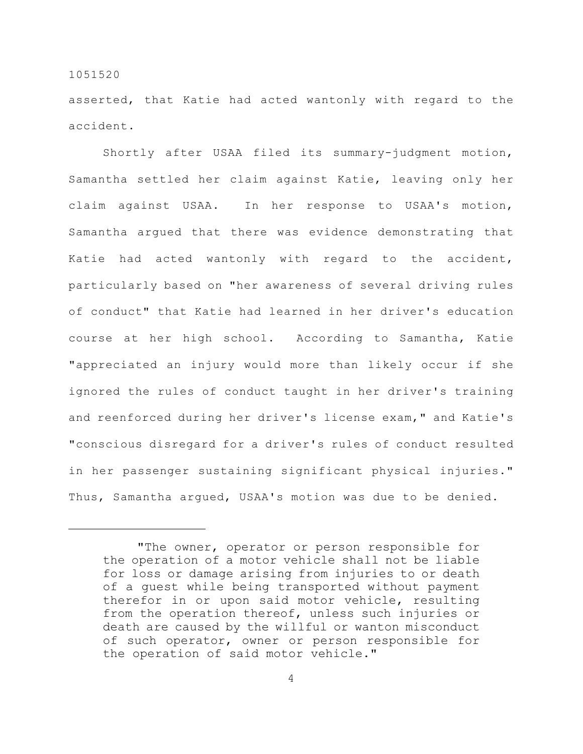asserted, that Katie had acted wantonly with regard to the accident.

Shortly after USAA filed its summary-judgment motion, Samantha settled her claim against Katie, leaving only her claim against USAA. In her response to USAA's motion, Samantha argued that there was evidence demonstrating that Katie had acted wantonly with regard to the accident, particularly based on "her awareness of several driving rules of conduct" that Katie had learned in her driver's education course at her high school. According to Samantha, Katie "appreciated an injury would more than likely occur if she ignored the rules of conduct taught in her driver's training and reenforced during her driver's license exam," and Katie's "conscious disregard for a driver's rules of conduct resulted in her passenger sustaining significant physical injuries." Thus, Samantha argued, USAA's motion was due to be denied.

---

> "The owner, operator or person responsible for the operation of a motor vehicle shall not be liable for loss or damage arising from injuries to or death of a guest while being transported without payment therefor in or upon said motor vehicle, resulting from the operation thereof, unless such injuries or death are caused by the willful or wanton misconduct of such operator, owner or person responsible for the operation of said motor vehicle."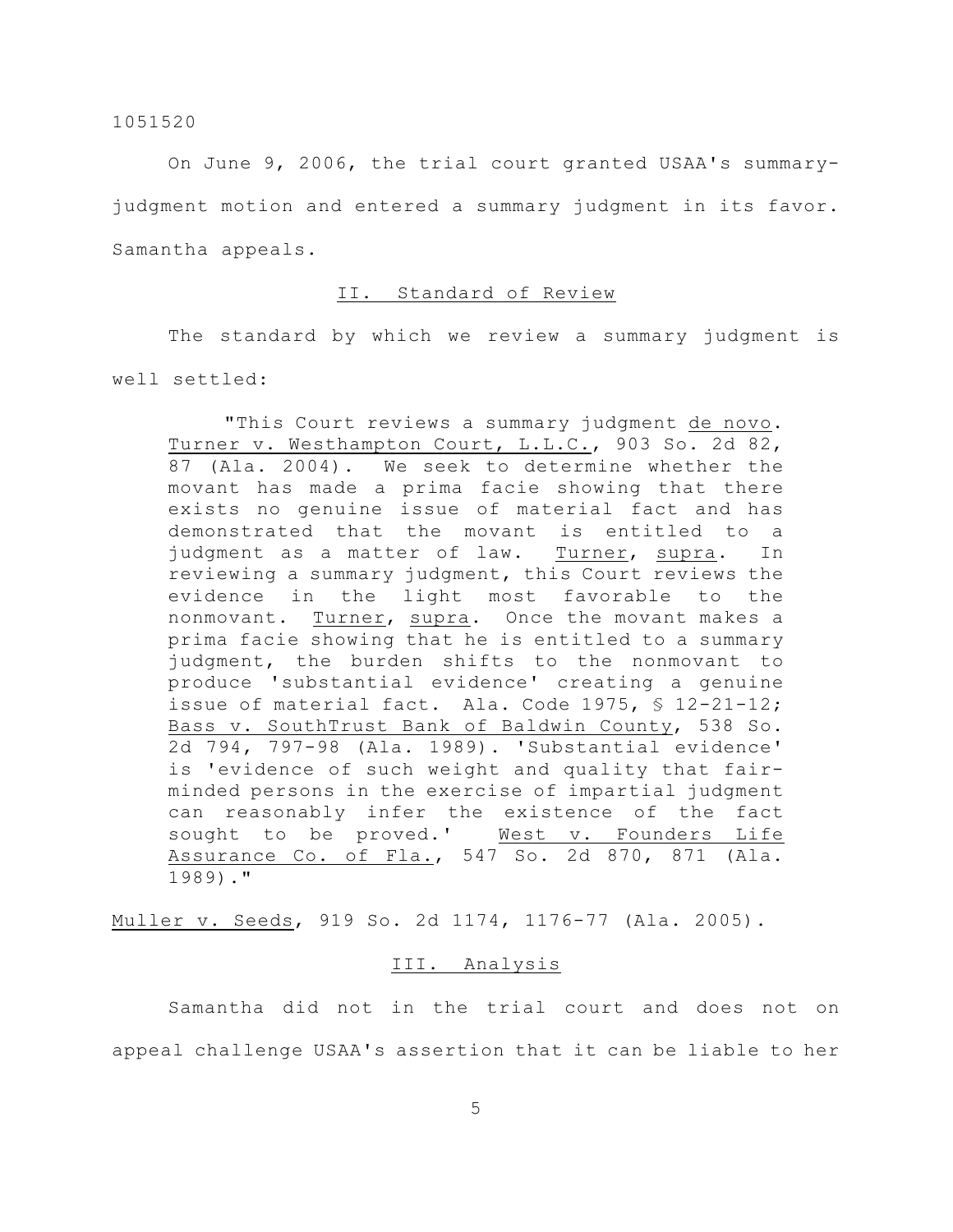On June 9, 2006, the trial court granted USAA's summary-judgment motion and entered a summary judgment in its favor. Samantha appeals.

## II. Standard of Review

The standard by which we review a summary judgment is well settled:

> "This Court reviews a summary judgment de novo. Turner v. Westhampton Court, L.L.C., 903 So. 2d 82, 87 (Ala. 2004). We seek to determine whether the movant has made a prima facie showing that there exists no genuine issue of material fact and has demonstrated that the movant is entitled to a judgment as a matter of law. Turner, supra. In reviewing a summary judgment, this Court reviews the evidence in the light most favorable to the nonmovant. Turner, supra. Once the movant makes a prima facie showing that he is entitled to a summary judgment, the burden shifts to the nonmovant to produce 'substantial evidence' creating a genuine issue of material fact. Ala. Code 1975, § 12-21-12; Bass v. SouthTrust Bank of Baldwin County, 538 So. 2d 794, 797-98 (Ala. 1989). 'Substantial evidence' is 'evidence of such weight and quality that fair-minded persons in the exercise of impartial judgment can reasonably infer the existence of the fact sought to be proved.' West v. Founders Life Assurance Co. of Fla., 547 So. 2d 870, 871 (Ala. 1989)."

Muller v. Seeds, 919 So. 2d 1174, 1176-77 (Ala. 2005).

## III. Analysis

Samantha did not in the trial court and does not on appeal challenge USAA's assertion that it can be liable to her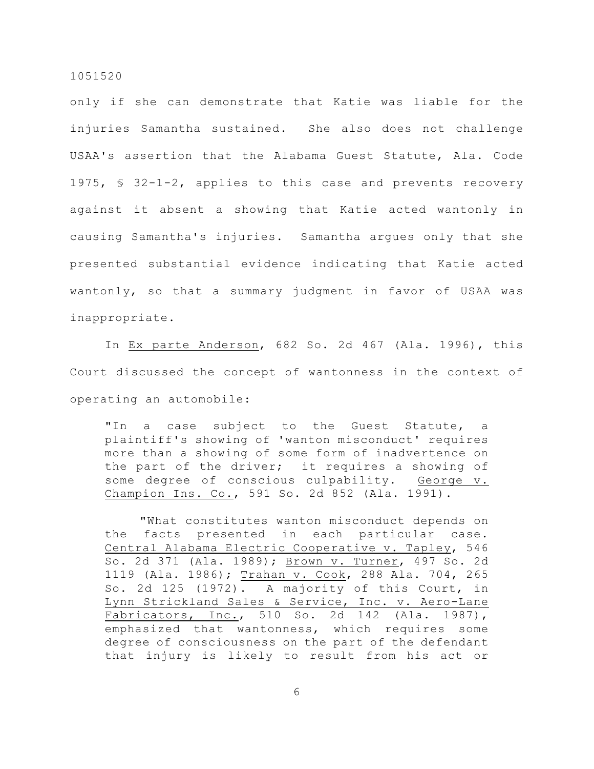only if she can demonstrate that Katie was liable for the injuries Samantha sustained. She also does not challenge USAA's assertion that the Alabama Guest Statute, Ala. Code 1975, § 32-1-2, applies to this case and prevents recovery against it absent a showing that Katie acted wantonly in causing Samantha's injuries. Samantha argues only that she presented substantial evidence indicating that Katie acted wantonly, so that a summary judgment in favor of USAA was inappropriate.

In Ex parte Anderson, 682 So. 2d 467 (Ala. 1996), this Court discussed the concept of wantonness in the context of operating an automobile:

> "In a case subject to the Guest Statute, a plaintiff's showing of 'wanton misconduct' requires more than a showing of some form of inadvertence on the part of the driver; it requires a showing of some degree of conscious culpability. George v. Champion Ins. Co., 591 So. 2d 852 (Ala. 1991).
>
> "What constitutes wanton misconduct depends on the facts presented in each particular case. Central Alabama Electric Cooperative v. Tapley, 546 So. 2d 371 (Ala. 1989); Brown v. Turner, 497 So. 2d 1119 (Ala. 1986); Trahan v. Cook, 288 Ala. 704, 265 So. 2d 125 (1972). A majority of this Court, in Lynn Strickland Sales & Service, Inc. v. Aero-Lane Fabricators, Inc., 510 So. 2d 142 (Ala. 1987), emphasized that wantonness, which requires some degree of consciousness on the part of the defendant that injury is likely to result from his act or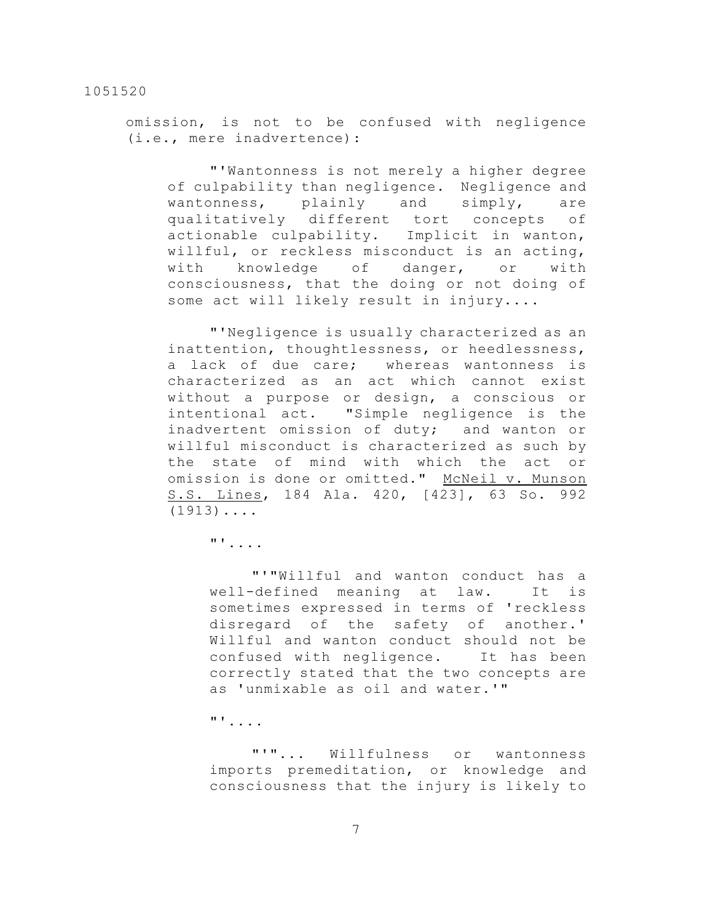omission, is not to be confused with negligence (i.e., mere inadvertence):

> "'Wantonness is not merely a higher degree of culpability than negligence. Negligence and wantonness, plainly and simply, are qualitatively different tort concepts of actionable culpability. Implicit in wanton, willful, or reckless misconduct is an acting, with knowledge of danger, or with consciousness, that the doing or not doing of some act will likely result in injury....
>
> "'Negligence is usually characterized as an inattention, thoughtlessness, or heedlessness, a lack of due care; whereas wantonness is characterized as an act which cannot exist without a purpose or design, a conscious or intentional act. "Simple negligence is the inadvertent omission of duty; and wanton or willful misconduct is characterized as such by the state of mind with which the act or omission is done or omitted." McNeil v. Munson S.S. Lines, 184 Ala. 420, [423], 63 So. 992 (1913)....
>
> "'....
>
> > "'"Willful and wanton conduct has a well-defined meaning at law. It is sometimes expressed in terms of 'reckless disregard of the safety of another.' Willful and wanton conduct should not be confused with negligence. It has been correctly stated that the two concepts are as 'unmixable as oil and water.'"
>
> "'....
>
> > "'"... Willfulness or wantonness imports premeditation, or knowledge and consciousness that the injury is likely to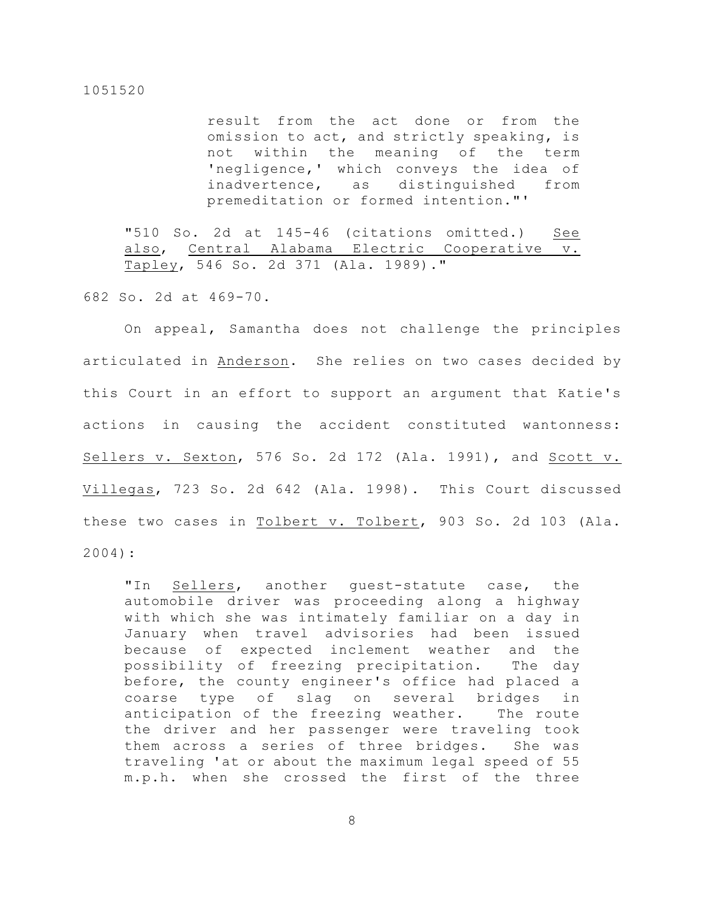> result from the act done or from the omission to act, and strictly speaking, is not within the meaning of the term 'negligence,' which conveys the idea of inadvertence, as distinguished from premeditation or formed intention."'
>
> "510 So. 2d at 145-46 (citations omitted.) See also, Central Alabama Electric Cooperative v. Tapley, 546 So. 2d 371 (Ala. 1989)."

682 So. 2d at 469-70.

On appeal, Samantha does not challenge the principles articulated in Anderson. She relies on two cases decided by this Court in an effort to support an argument that Katie's actions in causing the accident constituted wantonness: Sellers v. Sexton, 576 So. 2d 172 (Ala. 1991), and Scott v. Villegas, 723 So. 2d 642 (Ala. 1998). This Court discussed these two cases in Tolbert v. Tolbert, 903 So. 2d 103 (Ala. 2004):

> "In Sellers, another guest-statute case, the automobile driver was proceeding along a highway with which she was intimately familiar on a day in January when travel advisories had been issued because of expected inclement weather and the possibility of freezing precipitation. The day before, the county engineer's office had placed a coarse type of slag on several bridges in anticipation of the freezing weather. The route the driver and her passenger were traveling took them across a series of three bridges. She was traveling 'at or about the maximum legal speed of 55 m.p.h. when she crossed the first of the three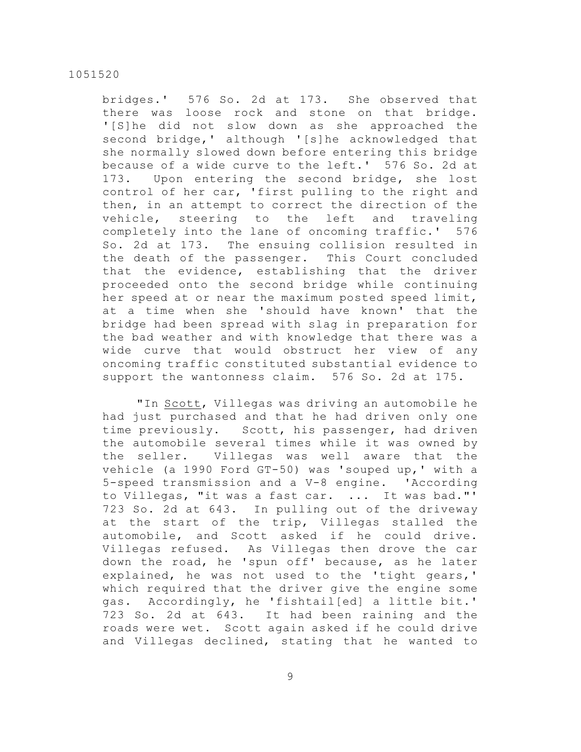bridges.' 576 So. 2d at 173. She observed that there was loose rock and stone on that bridge. '[S]he did not slow down as she approached the second bridge,' although '[s]he acknowledged that she normally slowed down before entering this bridge because of a wide curve to the left.' 576 So. 2d at 173. Upon entering the second bridge, she lost control of her car, 'first pulling to the right and then, in an attempt to correct the direction of the vehicle, steering to the left and traveling completely into the lane of oncoming traffic.' 576 So. 2d at 173. The ensuing collision resulted in the death of the passenger. This Court concluded that the evidence, establishing that the driver proceeded onto the second bridge while continuing her speed at or near the maximum posted speed limit, at a time when she 'should have known' that the bridge had been spread with slag in preparation for the bad weather and with knowledge that there was a wide curve that would obstruct her view of any oncoming traffic constituted substantial evidence to support the wantonness claim. 576 So. 2d at 175.

"In Scott, Villegas was driving an automobile he had just purchased and that he had driven only one time previously. Scott, his passenger, had driven the automobile several times while it was owned by the seller. Villegas was well aware that the vehicle (a 1990 Ford GT-50) was 'souped up,' with a 5-speed transmission and a V-8 engine. 'According to Villegas, "it was a fast car. ... It was bad."' 723 So. 2d at 643. In pulling out of the driveway at the start of the trip, Villegas stalled the automobile, and Scott asked if he could drive. Villegas refused. As Villegas then drove the car down the road, he 'spun off' because, as he later explained, he was not used to the 'tight gears,' which required that the driver give the engine some gas. Accordingly, he 'fishtail[ed] a little bit.' 723 So. 2d at 643. It had been raining and the roads were wet. Scott again asked if he could drive and Villegas declined, stating that he wanted to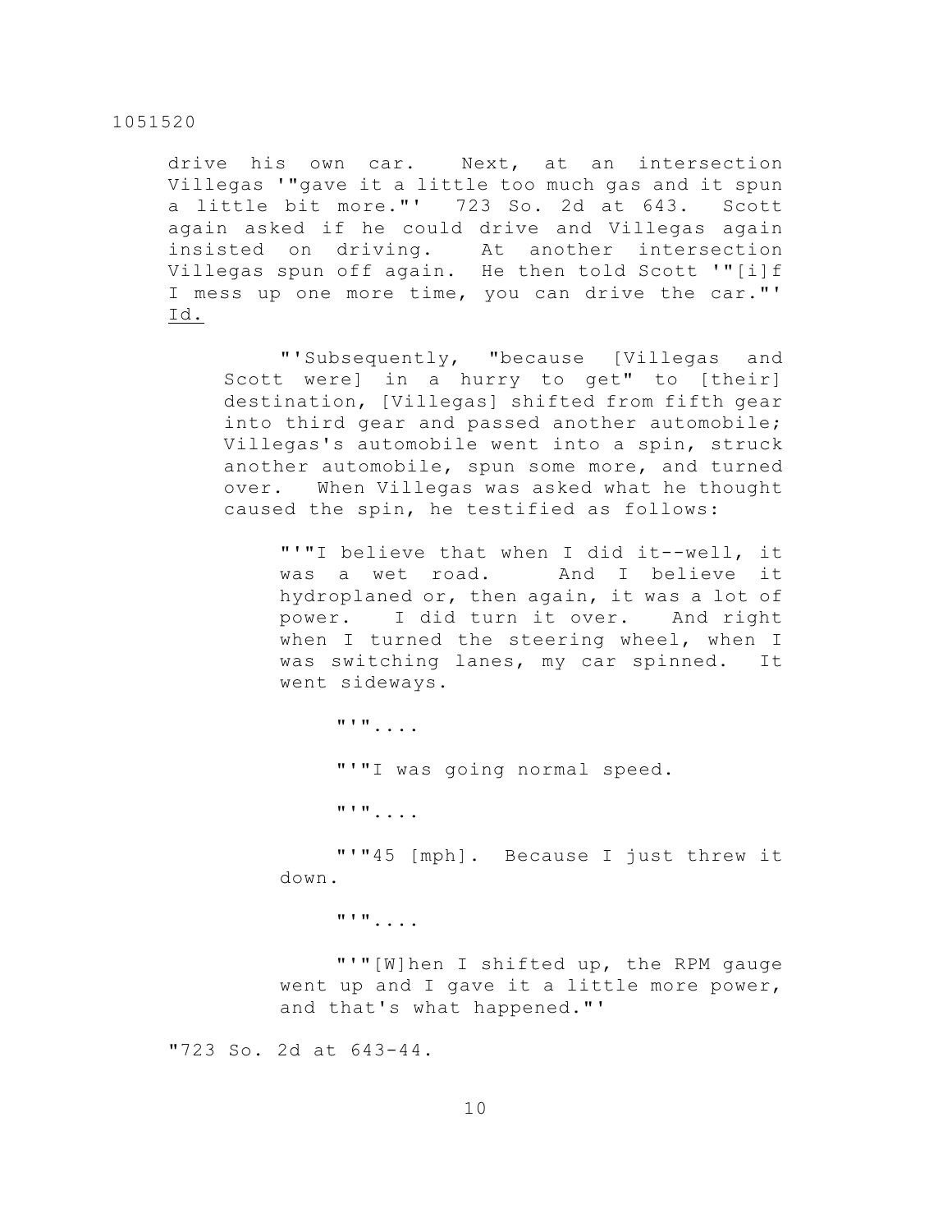drive his own car. Next, at an intersection Villegas '"gave it a little too much gas and it spun a little bit more."' 723 So. 2d at 643. Scott again asked if he could drive and Villegas again insisted on driving. At another intersection Villegas spun off again. He then told Scott '"[i]f I mess up one more time, you can drive the car."' Id.

> "'Subsequently, "because [Villegas and Scott were] in a hurry to get" to [their] destination, [Villegas] shifted from fifth gear into third gear and passed another automobile; Villegas's automobile went into a spin, struck another automobile, spun some more, and turned over. When Villegas was asked what he thought caused the spin, he testified as follows:
>
> > "'"I believe that when I did it--well, it was a wet road. And I believe it hydroplaned or, then again, it was a lot of power. I did turn it over. And right when I turned the steering wheel, when I was switching lanes, my car spinned. It went sideways.
> >
> > "'"....
> >
> > "'"I was going normal speed.
> >
> > "'"....
> >
> > "'"45 [mph]. Because I just threw it down.
> >
> > "'"....
> >
> > "'"[W]hen I shifted up, the RPM gauge went up and I gave it a little more power, and that's what happened."'

"723 So. 2d at 643-44.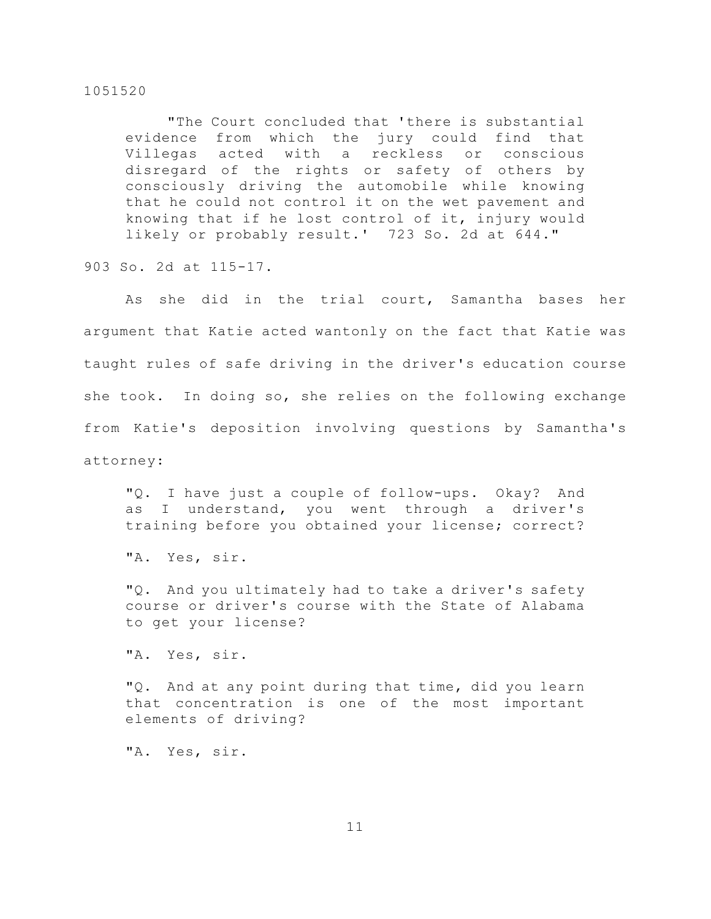> "The Court concluded that 'there is substantial evidence from which the jury could find that Villegas acted with a reckless or conscious disregard of the rights or safety of others by consciously driving the automobile while knowing that he could not control it on the wet pavement and knowing that if he lost control of it, injury would likely or probably result.' 723 So. 2d at 644."

903 So. 2d at 115-17.

As she did in the trial court, Samantha bases her argument that Katie acted wantonly on the fact that Katie was taught rules of safe driving in the driver's education course she took. In doing so, she relies on the following exchange from Katie's deposition involving questions by Samantha's attorney:

> "Q. I have just a couple of follow-ups. Okay? And as I understand, you went through a driver's training before you obtained your license; correct?
>
> "A. Yes, sir.
>
> "Q. And you ultimately had to take a driver's safety course or driver's course with the State of Alabama to get your license?
>
> "A. Yes, sir.
>
> "Q. And at any point during that time, did you learn that concentration is one of the most important elements of driving?
>
> "A. Yes, sir.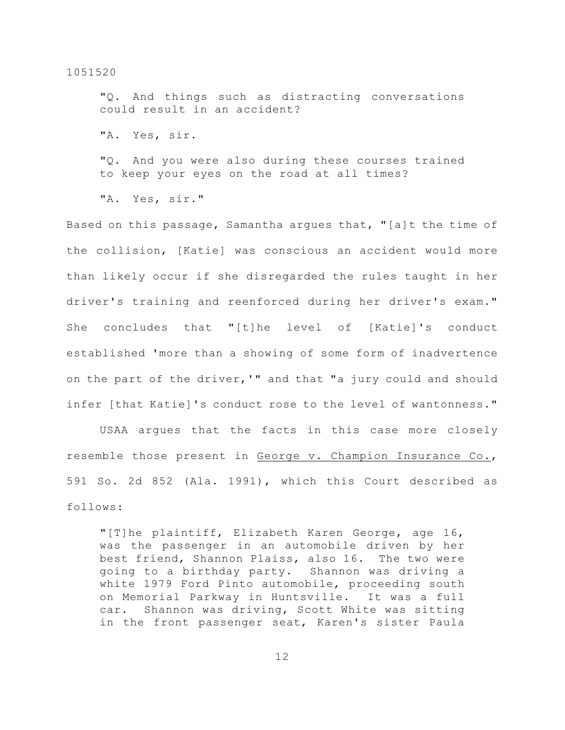> "Q. And things such as distracting conversations could result in an accident?
>
> "A. Yes, sir.
>
> "Q. And you were also during these courses trained to keep your eyes on the road at all times?
>
> "A. Yes, sir."

Based on this passage, Samantha argues that, "[a]t the time of the collision, [Katie] was conscious an accident would more than likely occur if she disregarded the rules taught in her driver's training and reenforced during her driver's exam." She concludes that "[t]he level of [Katie]'s conduct established 'more than a showing of some form of inadvertence on the part of the driver,'" and that "a jury could and should infer [that Katie]'s conduct rose to the level of wantonness."

USAA argues that the facts in this case more closely resemble those present in George v. Champion Insurance Co., 591 So. 2d 852 (Ala. 1991), which this Court described as follows:

> "[T]he plaintiff, Elizabeth Karen George, age 16, was the passenger in an automobile driven by her best friend, Shannon Plaiss, also 16. The two were going to a birthday party. Shannon was driving a white 1979 Ford Pinto automobile, proceeding south on Memorial Parkway in Huntsville. It was a full car. Shannon was driving, Scott White was sitting in the front passenger seat, Karen's sister Paula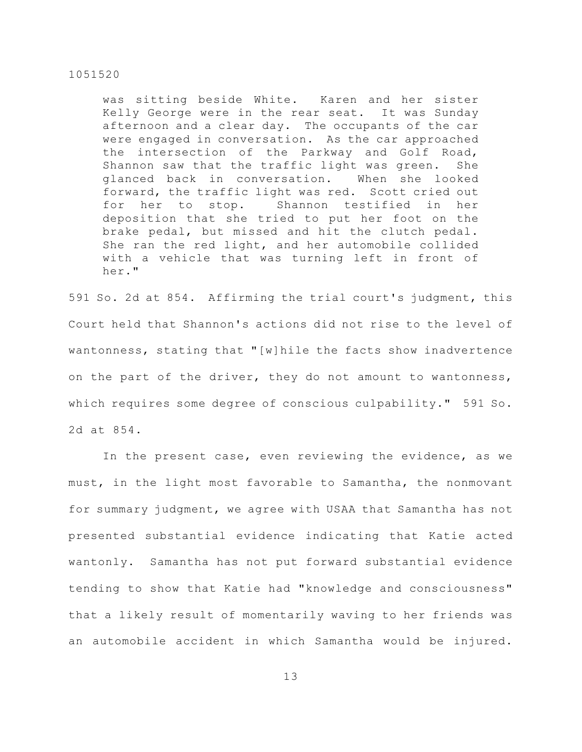> was sitting beside White. Karen and her sister Kelly George were in the rear seat. It was Sunday afternoon and a clear day. The occupants of the car were engaged in conversation. As the car approached the intersection of the Parkway and Golf Road, Shannon saw that the traffic light was green. She glanced back in conversation. When she looked forward, the traffic light was red. Scott cried out for her to stop. Shannon testified in her deposition that she tried to put her foot on the brake pedal, but missed and hit the clutch pedal. She ran the red light, and her automobile collided with a vehicle that was turning left in front of her."

591 So. 2d at 854. Affirming the trial court's judgment, this Court held that Shannon's actions did not rise to the level of wantonness, stating that "[w]hile the facts show inadvertence on the part of the driver, they do not amount to wantonness, which requires some degree of conscious culpability." 591 So. 2d at 854.

In the present case, even reviewing the evidence, as we must, in the light most favorable to Samantha, the nonmovant for summary judgment, we agree with USAA that Samantha has not presented substantial evidence indicating that Katie acted wantonly. Samantha has not put forward substantial evidence tending to show that Katie had "knowledge and consciousness" that a likely result of momentarily waving to her friends was an automobile accident in which Samantha would be injured.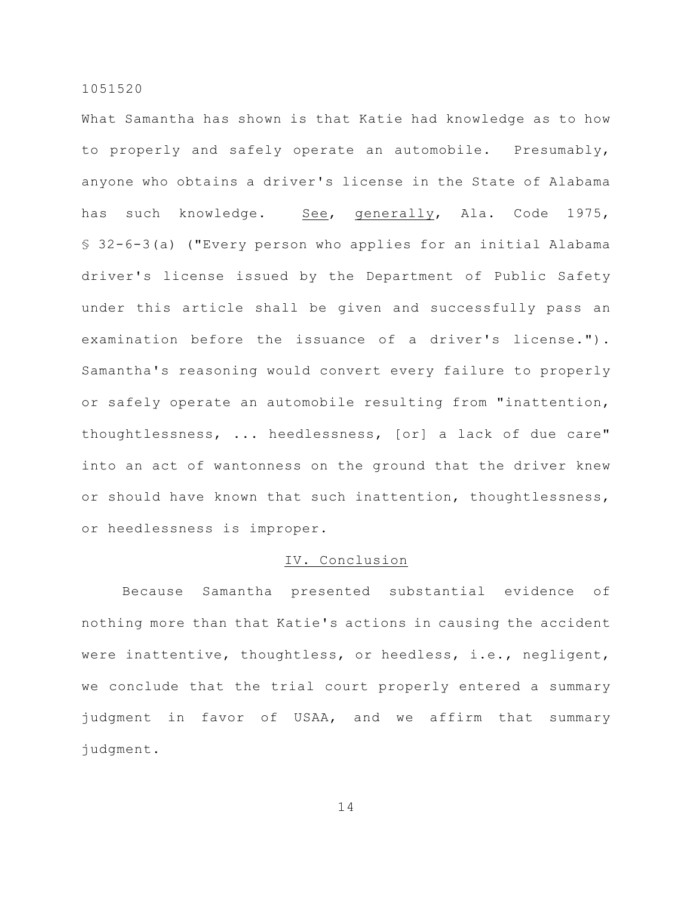What Samantha has shown is that Katie had knowledge as to how to properly and safely operate an automobile. Presumably, anyone who obtains a driver's license in the State of Alabama has such knowledge. See, generally, Ala. Code 1975, § 32-6-3(a) ("Every person who applies for an initial Alabama driver's license issued by the Department of Public Safety under this article shall be given and successfully pass an examination before the issuance of a driver's license."). Samantha's reasoning would convert every failure to properly or safely operate an automobile resulting from "inattention, thoughtlessness, ... heedlessness, [or] a lack of due care" into an act of wantonness on the ground that the driver knew or should have known that such inattention, thoughtlessness, or heedlessness is improper.

## IV. Conclusion

Because Samantha presented substantial evidence of nothing more than that Katie's actions in causing the accident were inattentive, thoughtless, or heedless, i.e., negligent, we conclude that the trial court properly entered a summary judgment in favor of USAA, and we affirm that summary judgment.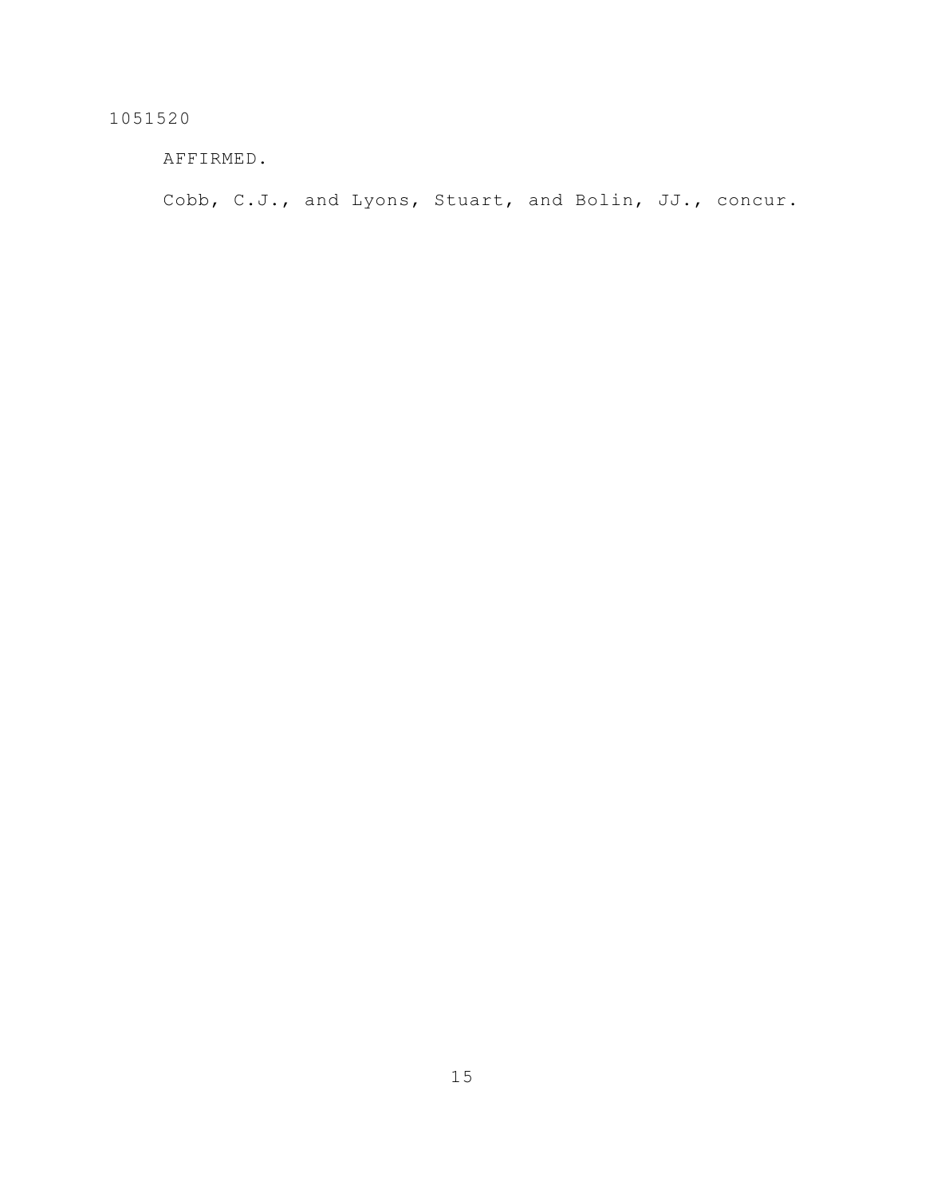AFFIRMED.

Cobb, C.J., and Lyons, Stuart, and Bolin, JJ., concur.